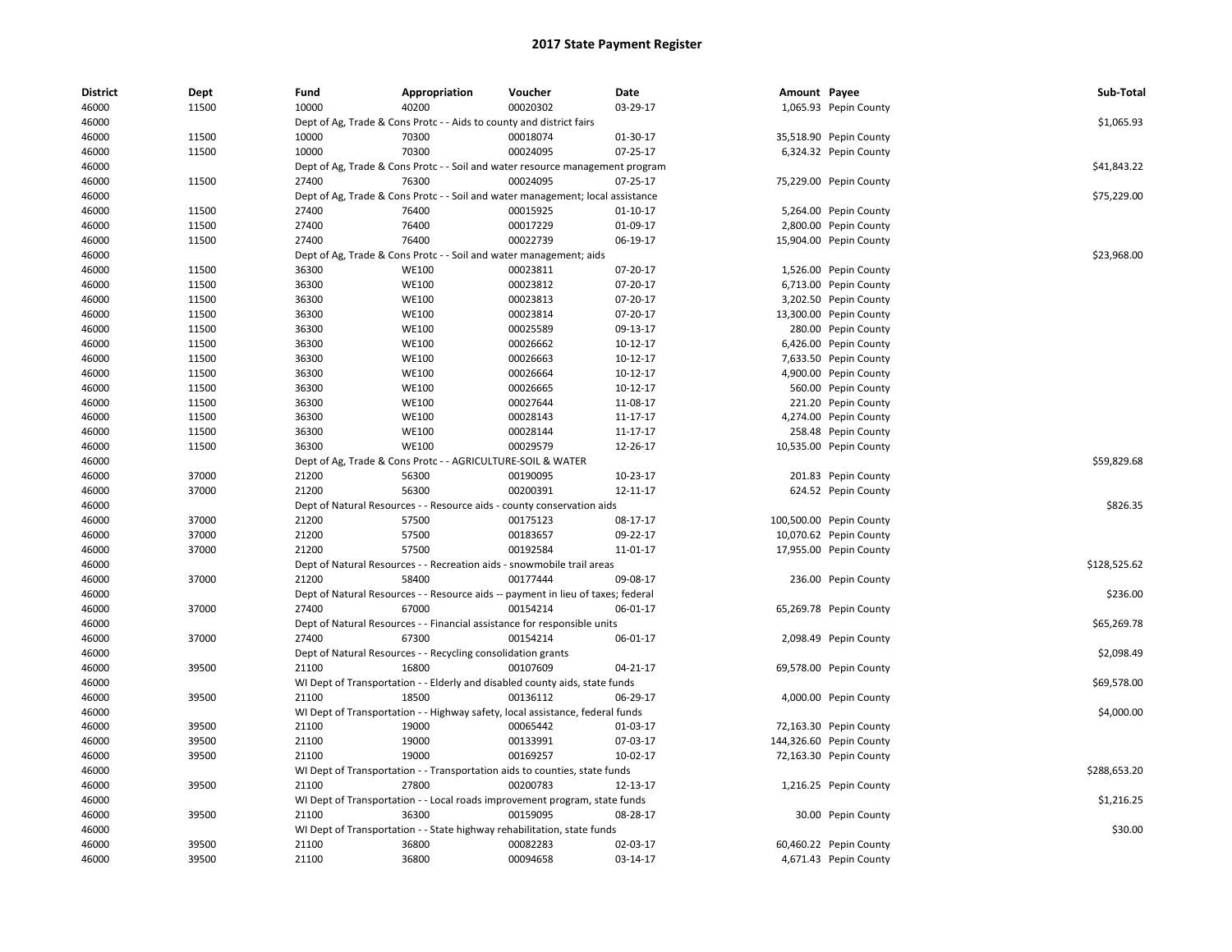# 2017 State Payment Register

| District | Dept | Fund | Appropriation | Voucher | Date | Amount | Payee | Sub-Total |
|---|---|---|---|---|---|---|---|---|
| 46000 | 11500 | 10000 | 40200 | 00020302 | 03-29-17 | 1,065.93 | Pepin County | |
| 46000 | | Dept of Ag, Trade & Cons Protc - - Aids to county and district fairs | | | | | | $1,065.93 |
| 46000 | 11500 | 10000 | 70300 | 00018074 | 01-30-17 | 35,518.90 | Pepin County | |
| 46000 | 11500 | 10000 | 70300 | 00024095 | 07-25-17 | 6,324.32 | Pepin County | |
| 46000 | | Dept of Ag, Trade & Cons Protc - - Soil and water resource management program | | | | | | $41,843.22 |
| 46000 | 11500 | 27400 | 76300 | 00024095 | 07-25-17 | 75,229.00 | Pepin County | |
| 46000 | | Dept of Ag, Trade & Cons Protc - - Soil and water management; local assistance | | | | | | $75,229.00 |
| 46000 | 11500 | 27400 | 76400 | 00015925 | 01-10-17 | 5,264.00 | Pepin County | |
| 46000 | 11500 | 27400 | 76400 | 00017229 | 01-09-17 | 2,800.00 | Pepin County | |
| 46000 | 11500 | 27400 | 76400 | 00022739 | 06-19-17 | 15,904.00 | Pepin County | |
| 46000 | | Dept of Ag, Trade & Cons Protc - - Soil and water management; aids | | | | | | $23,968.00 |
| 46000 | 11500 | 36300 | WE100 | 00023811 | 07-20-17 | 1,526.00 | Pepin County | |
| 46000 | 11500 | 36300 | WE100 | 00023812 | 07-20-17 | 6,713.00 | Pepin County | |
| 46000 | 11500 | 36300 | WE100 | 00023813 | 07-20-17 | 3,202.50 | Pepin County | |
| 46000 | 11500 | 36300 | WE100 | 00023814 | 07-20-17 | 13,300.00 | Pepin County | |
| 46000 | 11500 | 36300 | WE100 | 00025589 | 09-13-17 | 280.00 | Pepin County | |
| 46000 | 11500 | 36300 | WE100 | 00026662 | 10-12-17 | 6,426.00 | Pepin County | |
| 46000 | 11500 | 36300 | WE100 | 00026663 | 10-12-17 | 7,633.50 | Pepin County | |
| 46000 | 11500 | 36300 | WE100 | 00026664 | 10-12-17 | 4,900.00 | Pepin County | |
| 46000 | 11500 | 36300 | WE100 | 00026665 | 10-12-17 | 560.00 | Pepin County | |
| 46000 | 11500 | 36300 | WE100 | 00027644 | 11-08-17 | 221.20 | Pepin County | |
| 46000 | 11500 | 36300 | WE100 | 00028143 | 11-17-17 | 4,274.00 | Pepin County | |
| 46000 | 11500 | 36300 | WE100 | 00028144 | 11-17-17 | 258.48 | Pepin County | |
| 46000 | 11500 | 36300 | WE100 | 00029579 | 12-26-17 | 10,535.00 | Pepin County | |
| 46000 | | Dept of Ag, Trade & Cons Protc - - AGRICULTURE-SOIL & WATER | | | | | | $59,829.68 |
| 46000 | 37000 | 21200 | 56300 | 00190095 | 10-23-17 | 201.83 | Pepin County | |
| 46000 | 37000 | 21200 | 56300 | 00200391 | 12-11-17 | 624.52 | Pepin County | |
| 46000 | | Dept of Natural Resources - - Resource aids - county conservation aids | | | | | | $826.35 |
| 46000 | 37000 | 21200 | 57500 | 00175123 | 08-17-17 | 100,500.00 | Pepin County | |
| 46000 | 37000 | 21200 | 57500 | 00183657 | 09-22-17 | 10,070.62 | Pepin County | |
| 46000 | 37000 | 21200 | 57500 | 00192584 | 11-01-17 | 17,955.00 | Pepin County | |
| 46000 | | Dept of Natural Resources - - Recreation aids - snowmobile trail areas | | | | | | $128,525.62 |
| 46000 | 37000 | 21200 | 58400 | 00177444 | 09-08-17 | 236.00 | Pepin County | |
| 46000 | | Dept of Natural Resources - - Resource aids -- payment in lieu of taxes; federal | | | | | | $236.00 |
| 46000 | 37000 | 27400 | 67000 | 00154214 | 06-01-17 | 65,269.78 | Pepin County | |
| 46000 | | Dept of Natural Resources - - Financial assistance for responsible units | | | | | | $65,269.78 |
| 46000 | 37000 | 27400 | 67300 | 00154214 | 06-01-17 | 2,098.49 | Pepin County | |
| 46000 | | Dept of Natural Resources - - Recycling consolidation grants | | | | | | $2,098.49 |
| 46000 | 39500 | 21100 | 16800 | 00107609 | 04-21-17 | 69,578.00 | Pepin County | |
| 46000 | | WI Dept of Transportation - - Elderly and disabled county aids, state funds | | | | | | $69,578.00 |
| 46000 | 39500 | 21100 | 18500 | 00136112 | 06-29-17 | 4,000.00 | Pepin County | |
| 46000 | | WI Dept of Transportation - - Highway safety, local assistance, federal funds | | | | | | $4,000.00 |
| 46000 | 39500 | 21100 | 19000 | 00065442 | 01-03-17 | 72,163.30 | Pepin County | |
| 46000 | 39500 | 21100 | 19000 | 00133991 | 07-03-17 | 144,326.60 | Pepin County | |
| 46000 | 39500 | 21100 | 19000 | 00169257 | 10-02-17 | 72,163.30 | Pepin County | |
| 46000 | | WI Dept of Transportation - - Transportation aids to counties, state funds | | | | | | $288,653.20 |
| 46000 | 39500 | 21100 | 27800 | 00200783 | 12-13-17 | 1,216.25 | Pepin County | |
| 46000 | | WI Dept of Transportation - - Local roads improvement program, state funds | | | | | | $1,216.25 |
| 46000 | 39500 | 21100 | 36300 | 00159095 | 08-28-17 | 30.00 | Pepin County | |
| 46000 | | WI Dept of Transportation - - State highway rehabilitation, state funds | | | | | | $30.00 |
| 46000 | 39500 | 21100 | 36800 | 00082283 | 02-03-17 | 60,460.22 | Pepin County | |
| 46000 | 39500 | 21100 | 36800 | 00094658 | 03-14-17 | 4,671.43 | Pepin County | |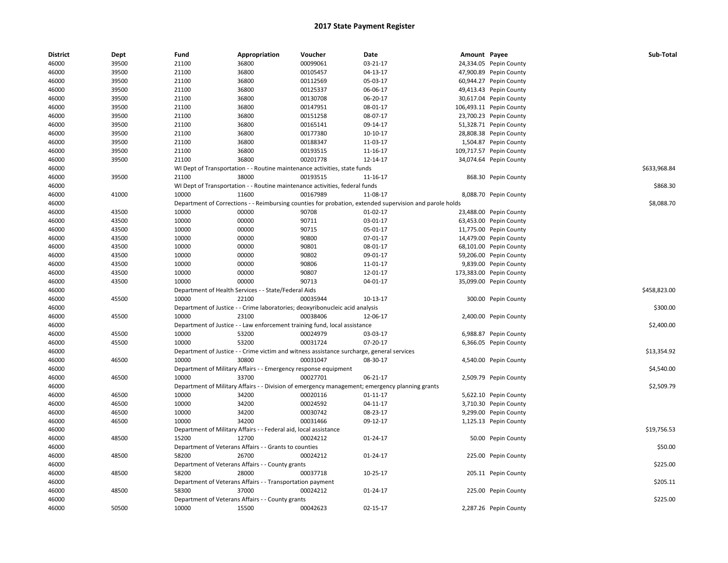## 2017 State Payment Register

| District | Dept | Fund | Appropriation | Voucher | Date | Amount | Payee | Sub-Total |
|---|---|---|---|---|---|---|---|---|
| 46000 | 39500 | 21100 | 36800 | 00099061 | 03-21-17 | 24,334.05 | Pepin County | |
| 46000 | 39500 | 21100 | 36800 | 00105457 | 04-13-17 | 47,900.89 | Pepin County | |
| 46000 | 39500 | 21100 | 36800 | 00112569 | 05-03-17 | 60,944.27 | Pepin County | |
| 46000 | 39500 | 21100 | 36800 | 00125337 | 06-06-17 | 49,413.43 | Pepin County | |
| 46000 | 39500 | 21100 | 36800 | 00130708 | 06-20-17 | 30,617.04 | Pepin County | |
| 46000 | 39500 | 21100 | 36800 | 00147951 | 08-01-17 | 106,493.11 | Pepin County | |
| 46000 | 39500 | 21100 | 36800 | 00151258 | 08-07-17 | 23,700.23 | Pepin County | |
| 46000 | 39500 | 21100 | 36800 | 00165141 | 09-14-17 | 51,328.71 | Pepin County | |
| 46000 | 39500 | 21100 | 36800 | 00177380 | 10-10-17 | 28,808.38 | Pepin County | |
| 46000 | 39500 | 21100 | 36800 | 00188347 | 11-03-17 | 1,504.87 | Pepin County | |
| 46000 | 39500 | 21100 | 36800 | 00193515 | 11-16-17 | 109,717.57 | Pepin County | |
| 46000 | 39500 | 21100 | 36800 | 00201778 | 12-14-17 | 34,074.64 | Pepin County | |
| 46000 | | WI Dept of Transportation - - Routine maintenance activities, state funds | | | | | | $633,968.84 |
| 46000 | 39500 | 21100 | 38000 | 00193515 | 11-16-17 | 868.30 | Pepin County | |
| 46000 | | WI Dept of Transportation - - Routine maintenance activities, federal funds | | | | | | $868.30 |
| 46000 | 41000 | 10000 | 11600 | 00167989 | 11-08-17 | 8,088.70 | Pepin County | |
| 46000 | | Department of Corrections - - Reimbursing counties for probation, extended supervision and parole holds | | | | | | $8,088.70 |
| 46000 | 43500 | 10000 | 00000 | 90708 | 01-02-17 | 23,488.00 | Pepin County | |
| 46000 | 43500 | 10000 | 00000 | 90711 | 03-01-17 | 63,453.00 | Pepin County | |
| 46000 | 43500 | 10000 | 00000 | 90715 | 05-01-17 | 11,775.00 | Pepin County | |
| 46000 | 43500 | 10000 | 00000 | 90800 | 07-01-17 | 14,479.00 | Pepin County | |
| 46000 | 43500 | 10000 | 00000 | 90801 | 08-01-17 | 68,101.00 | Pepin County | |
| 46000 | 43500 | 10000 | 00000 | 90802 | 09-01-17 | 59,206.00 | Pepin County | |
| 46000 | 43500 | 10000 | 00000 | 90806 | 11-01-17 | 9,839.00 | Pepin County | |
| 46000 | 43500 | 10000 | 00000 | 90807 | 12-01-17 | 173,383.00 | Pepin County | |
| 46000 | 43500 | 10000 | 00000 | 90713 | 04-01-17 | 35,099.00 | Pepin County | |
| 46000 | | Department of Health Services - - State/Federal Aids | | | | | | $458,823.00 |
| 46000 | 45500 | 10000 | 22100 | 00035944 | 10-13-17 | 300.00 | Pepin County | |
| 46000 | | Department of Justice - - Crime laboratories; deoxyribonucleic acid analysis | | | | | | $300.00 |
| 46000 | 45500 | 10000 | 23100 | 00038406 | 12-06-17 | 2,400.00 | Pepin County | |
| 46000 | | Department of Justice - - Law enforcement training fund, local assistance | | | | | | $2,400.00 |
| 46000 | 45500 | 10000 | 53200 | 00024979 | 03-03-17 | 6,988.87 | Pepin County | |
| 46000 | 45500 | 10000 | 53200 | 00031724 | 07-20-17 | 6,366.05 | Pepin County | |
| 46000 | | Department of Justice - - Crime victim and witness assistance surcharge, general services | | | | | | $13,354.92 |
| 46000 | 46500 | 10000 | 30800 | 00031047 | 08-30-17 | 4,540.00 | Pepin County | |
| 46000 | | Department of Military Affairs - - Emergency response equipment | | | | | | $4,540.00 |
| 46000 | 46500 | 10000 | 33700 | 00027701 | 06-21-17 | 2,509.79 | Pepin County | |
| 46000 | | Department of Military Affairs - - Division of emergency management; emergency planning grants | | | | | | $2,509.79 |
| 46000 | 46500 | 10000 | 34200 | 00020116 | 01-11-17 | 5,622.10 | Pepin County | |
| 46000 | 46500 | 10000 | 34200 | 00024592 | 04-11-17 | 3,710.30 | Pepin County | |
| 46000 | 46500 | 10000 | 34200 | 00030742 | 08-23-17 | 9,299.00 | Pepin County | |
| 46000 | 46500 | 10000 | 34200 | 00031466 | 09-12-17 | 1,125.13 | Pepin County | |
| 46000 | | Department of Military Affairs - - Federal aid, local assistance | | | | | | $19,756.53 |
| 46000 | 48500 | 15200 | 12700 | 00024212 | 01-24-17 | 50.00 | Pepin County | |
| 46000 | | Department of Veterans Affairs - - Grants to counties | | | | | | $50.00 |
| 46000 | 48500 | 58200 | 26700 | 00024212 | 01-24-17 | 225.00 | Pepin County | |
| 46000 | | Department of Veterans Affairs - - County grants | | | | | | $225.00 |
| 46000 | 48500 | 58200 | 28000 | 00037718 | 10-25-17 | 205.11 | Pepin County | |
| 46000 | | Department of Veterans Affairs - - Transportation payment | | | | | | $205.11 |
| 46000 | 48500 | 58300 | 37000 | 00024212 | 01-24-17 | 225.00 | Pepin County | |
| 46000 | | Department of Veterans Affairs - - County grants | | | | | | $225.00 |
| 46000 | 50500 | 10000 | 15500 | 00042623 | 02-15-17 | 2,287.26 | Pepin County | |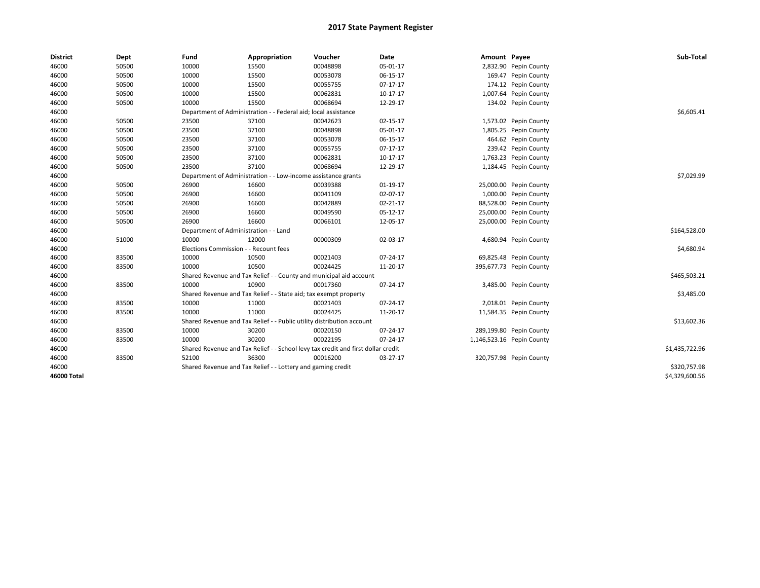# 2017 State Payment Register

| District | Dept | Fund | Appropriation | Voucher | Date | Amount | Payee | Sub-Total |
|---|---|---|---|---|---|---|---|---|
| 46000 | 50500 | 10000 | 15500 | 00048898 | 05-01-17 | 2,832.90 | Pepin County | |
| 46000 | 50500 | 10000 | 15500 | 00053078 | 06-15-17 | 169.47 | Pepin County | |
| 46000 | 50500 | 10000 | 15500 | 00055755 | 07-17-17 | 174.12 | Pepin County | |
| 46000 | 50500 | 10000 | 15500 | 00062831 | 10-17-17 | 1,007.64 | Pepin County | |
| 46000 | 50500 | 10000 | 15500 | 00068694 | 12-29-17 | 134.02 | Pepin County | |
| 46000 | | Department of Administration - - Federal aid; local assistance | | | | | | $6,605.41 |
| 46000 | 50500 | 23500 | 37100 | 00042623 | 02-15-17 | 1,573.02 | Pepin County | |
| 46000 | 50500 | 23500 | 37100 | 00048898 | 05-01-17 | 1,805.25 | Pepin County | |
| 46000 | 50500 | 23500 | 37100 | 00053078 | 06-15-17 | 464.62 | Pepin County | |
| 46000 | 50500 | 23500 | 37100 | 00055755 | 07-17-17 | 239.42 | Pepin County | |
| 46000 | 50500 | 23500 | 37100 | 00062831 | 10-17-17 | 1,763.23 | Pepin County | |
| 46000 | 50500 | 23500 | 37100 | 00068694 | 12-29-17 | 1,184.45 | Pepin County | |
| 46000 | | Department of Administration - - Low-income assistance grants | | | | | | $7,029.99 |
| 46000 | 50500 | 26900 | 16600 | 00039388 | 01-19-17 | 25,000.00 | Pepin County | |
| 46000 | 50500 | 26900 | 16600 | 00041109 | 02-07-17 | 1,000.00 | Pepin County | |
| 46000 | 50500 | 26900 | 16600 | 00042889 | 02-21-17 | 88,528.00 | Pepin County | |
| 46000 | 50500 | 26900 | 16600 | 00049590 | 05-12-17 | 25,000.00 | Pepin County | |
| 46000 | 50500 | 26900 | 16600 | 00066101 | 12-05-17 | 25,000.00 | Pepin County | |
| 46000 | | Department of Administration - - Land | | | | | | $164,528.00 |
| 46000 | 51000 | 10000 | 12000 | 00000309 | 02-03-17 | 4,680.94 | Pepin County | |
| 46000 | | Elections Commission - - Recount fees | | | | | | $4,680.94 |
| 46000 | 83500 | 10000 | 10500 | 00021403 | 07-24-17 | 69,825.48 | Pepin County | |
| 46000 | 83500 | 10000 | 10500 | 00024425 | 11-20-17 | 395,677.73 | Pepin County | |
| 46000 | | Shared Revenue and Tax Relief - - County and municipal aid account | | | | | | $465,503.21 |
| 46000 | 83500 | 10000 | 10900 | 00017360 | 07-24-17 | 3,485.00 | Pepin County | |
| 46000 | | Shared Revenue and Tax Relief - - State aid; tax exempt property | | | | | | $3,485.00 |
| 46000 | 83500 | 10000 | 11000 | 00021403 | 07-24-17 | 2,018.01 | Pepin County | |
| 46000 | 83500 | 10000 | 11000 | 00024425 | 11-20-17 | 11,584.35 | Pepin County | |
| 46000 | | Shared Revenue and Tax Relief - - Public utility distribution account | | | | | | $13,602.36 |
| 46000 | 83500 | 10000 | 30200 | 00020150 | 07-24-17 | 289,199.80 | Pepin County | |
| 46000 | 83500 | 10000 | 30200 | 00022195 | 07-24-17 | 1,146,523.16 | Pepin County | |
| 46000 | | Shared Revenue and Tax Relief - - School levy tax credit and first dollar credit | | | | | | $1,435,722.96 |
| 46000 | 83500 | 52100 | 36300 | 00016200 | 03-27-17 | 320,757.98 | Pepin County | |
| 46000 | | Shared Revenue and Tax Relief - - Lottery and gaming credit | | | | | | $320,757.98 |
| **46000 Total** | | | | | | | | $4,329,600.56 |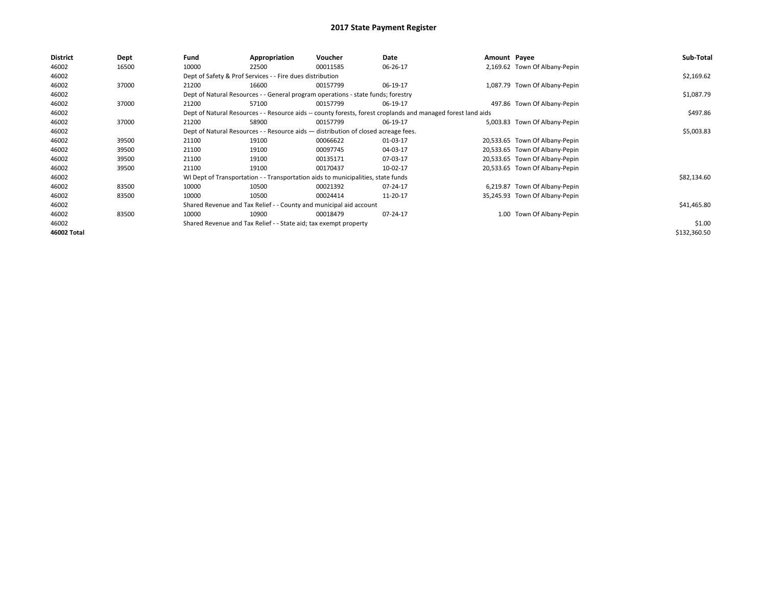# 2017 State Payment Register

| District | Dept | Fund | Appropriation | Voucher | Date | Amount | Payee | Sub-Total |
|---|---|---|---|---|---|---|---|---|
| 46002 | 16500 | 10000 | 22500 | 00011585 | 06-26-17 | 2,169.62 | Town Of Albany-Pepin | |
| 46002 | | Dept of Safety & Prof Services - - Fire dues distribution | | | | | | $2,169.62 |
| 46002 | 37000 | 21200 | 16600 | 00157799 | 06-19-17 | 1,087.79 | Town Of Albany-Pepin | |
| 46002 | | Dept of Natural Resources - - General program operations - state funds; forestry | | | | | | $1,087.79 |
| 46002 | 37000 | 21200 | 57100 | 00157799 | 06-19-17 | 497.86 | Town Of Albany-Pepin | |
| 46002 | | Dept of Natural Resources - - Resource aids -- county forests, forest croplands and managed forest land aids | | | | | | $497.86 |
| 46002 | 37000 | 21200 | 58900 | 00157799 | 06-19-17 | 5,003.83 | Town Of Albany-Pepin | |
| 46002 | | Dept of Natural Resources - - Resource aids — distribution of closed acreage fees. | | | | | | $5,003.83 |
| 46002 | 39500 | 21100 | 19100 | 00066622 | 01-03-17 | 20,533.65 | Town Of Albany-Pepin | |
| 46002 | 39500 | 21100 | 19100 | 00097745 | 04-03-17 | 20,533.65 | Town Of Albany-Pepin | |
| 46002 | 39500 | 21100 | 19100 | 00135171 | 07-03-17 | 20,533.65 | Town Of Albany-Pepin | |
| 46002 | 39500 | 21100 | 19100 | 00170437 | 10-02-17 | 20,533.65 | Town Of Albany-Pepin | |
| 46002 | | WI Dept of Transportation - - Transportation aids to municipalities, state funds | | | | | | $82,134.60 |
| 46002 | 83500 | 10000 | 10500 | 00021392 | 07-24-17 | 6,219.87 | Town Of Albany-Pepin | |
| 46002 | 83500 | 10000 | 10500 | 00024414 | 11-20-17 | 35,245.93 | Town Of Albany-Pepin | |
| 46002 | | Shared Revenue and Tax Relief - - County and municipal aid account | | | | | | $41,465.80 |
| 46002 | 83500 | 10000 | 10900 | 00018479 | 07-24-17 | 1.00 | Town Of Albany-Pepin | |
| 46002 | | Shared Revenue and Tax Relief - - State aid; tax exempt property | | | | | | $1.00 |
| **46002 Total** | | | | | | | | $132,360.50 |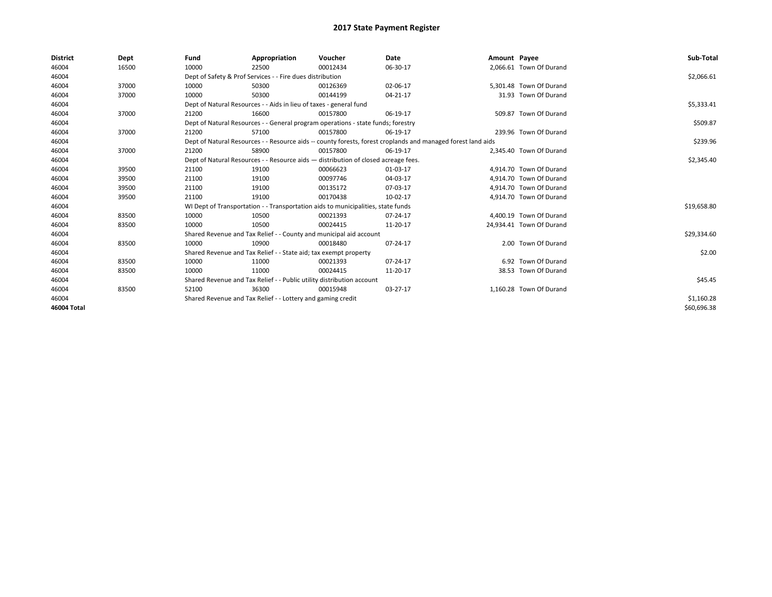# 2017 State Payment Register

| District | Dept | Fund | Appropriation | Voucher | Date | Amount | Payee | Sub-Total |
|---|---|---|---|---|---|---|---|---|
| 46004 | 16500 | 10000 | 22500 | 00012434 | 06-30-17 | 2,066.61 | Town Of Durand | |
| 46004 | | Dept of Safety & Prof Services - - Fire dues distribution | | | | | | $2,066.61 |
| 46004 | 37000 | 10000 | 50300 | 00126369 | 02-06-17 | 5,301.48 | Town Of Durand | |
| 46004 | 37000 | 10000 | 50300 | 00144199 | 04-21-17 | 31.93 | Town Of Durand | |
| 46004 | | Dept of Natural Resources - - Aids in lieu of taxes - general fund | | | | | | $5,333.41 |
| 46004 | 37000 | 21200 | 16600 | 00157800 | 06-19-17 | 509.87 | Town Of Durand | |
| 46004 | | Dept of Natural Resources - - General program operations - state funds; forestry | | | | | | $509.87 |
| 46004 | 37000 | 21200 | 57100 | 00157800 | 06-19-17 | 239.96 | Town Of Durand | |
| 46004 | | Dept of Natural Resources - - Resource aids -- county forests, forest croplands and managed forest land aids | | | | | | $239.96 |
| 46004 | 37000 | 21200 | 58900 | 00157800 | 06-19-17 | 2,345.40 | Town Of Durand | |
| 46004 | | Dept of Natural Resources - - Resource aids — distribution of closed acreage fees. | | | | | | $2,345.40 |
| 46004 | 39500 | 21100 | 19100 | 00066623 | 01-03-17 | 4,914.70 | Town Of Durand | |
| 46004 | 39500 | 21100 | 19100 | 00097746 | 04-03-17 | 4,914.70 | Town Of Durand | |
| 46004 | 39500 | 21100 | 19100 | 00135172 | 07-03-17 | 4,914.70 | Town Of Durand | |
| 46004 | 39500 | 21100 | 19100 | 00170438 | 10-02-17 | 4,914.70 | Town Of Durand | |
| 46004 | | WI Dept of Transportation - - Transportation aids to municipalities, state funds | | | | | | $19,658.80 |
| 46004 | 83500 | 10000 | 10500 | 00021393 | 07-24-17 | 4,400.19 | Town Of Durand | |
| 46004 | 83500 | 10000 | 10500 | 00024415 | 11-20-17 | 24,934.41 | Town Of Durand | |
| 46004 | | Shared Revenue and Tax Relief - - County and municipal aid account | | | | | | $29,334.60 |
| 46004 | 83500 | 10000 | 10900 | 00018480 | 07-24-17 | 2.00 | Town Of Durand | |
| 46004 | | Shared Revenue and Tax Relief - - State aid; tax exempt property | | | | | | $2.00 |
| 46004 | 83500 | 10000 | 11000 | 00021393 | 07-24-17 | 6.92 | Town Of Durand | |
| 46004 | 83500 | 10000 | 11000 | 00024415 | 11-20-17 | 38.53 | Town Of Durand | |
| 46004 | | Shared Revenue and Tax Relief - - Public utility distribution account | | | | | | $45.45 |
| 46004 | 83500 | 52100 | 36300 | 00015948 | 03-27-17 | 1,160.28 | Town Of Durand | |
| 46004 | | Shared Revenue and Tax Relief - - Lottery and gaming credit | | | | | | $1,160.28 |
| 46004 Total | | | | | | | | $60,696.38 |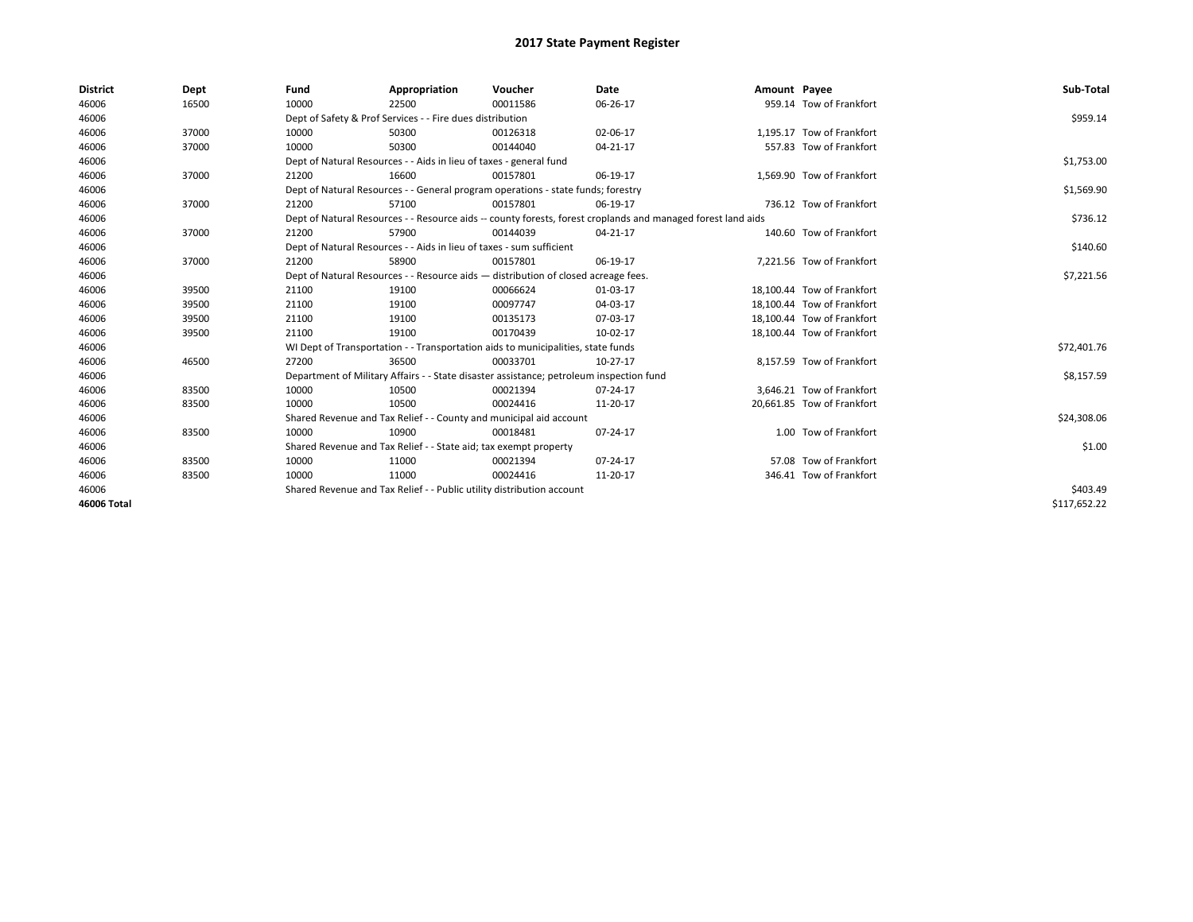# 2017 State Payment Register

| District | Dept | Fund | Appropriation | Voucher | Date | Amount | Payee | Sub-Total |
|---|---|---|---|---|---|---|---|---|
| 46006 | 16500 | 10000 | 22500 | 00011586 | 06-26-17 | 959.14 | Tow of Frankfort | |
| 46006 | | Dept of Safety & Prof Services - - Fire dues distribution | | | | | | $959.14 |
| 46006 | 37000 | 10000 | 50300 | 00126318 | 02-06-17 | 1,195.17 | Tow of Frankfort | |
| 46006 | 37000 | 10000 | 50300 | 00144040 | 04-21-17 | 557.83 | Tow of Frankfort | |
| 46006 | | Dept of Natural Resources - - Aids in lieu of taxes - general fund | | | | | | $1,753.00 |
| 46006 | 37000 | 21200 | 16600 | 00157801 | 06-19-17 | 1,569.90 | Tow of Frankfort | |
| 46006 | | Dept of Natural Resources - - General program operations - state funds; forestry | | | | | | $1,569.90 |
| 46006 | 37000 | 21200 | 57100 | 00157801 | 06-19-17 | 736.12 | Tow of Frankfort | |
| 46006 | | Dept of Natural Resources - - Resource aids -- county forests, forest croplands and managed forest land aids | | | | | | $736.12 |
| 46006 | 37000 | 21200 | 57900 | 00144039 | 04-21-17 | 140.60 | Tow of Frankfort | |
| 46006 | | Dept of Natural Resources - - Aids in lieu of taxes - sum sufficient | | | | | | $140.60 |
| 46006 | 37000 | 21200 | 58900 | 00157801 | 06-19-17 | 7,221.56 | Tow of Frankfort | |
| 46006 | | Dept of Natural Resources - - Resource aids — distribution of closed acreage fees. | | | | | | $7,221.56 |
| 46006 | 39500 | 21100 | 19100 | 00066624 | 01-03-17 | 18,100.44 | Tow of Frankfort | |
| 46006 | 39500 | 21100 | 19100 | 00097747 | 04-03-17 | 18,100.44 | Tow of Frankfort | |
| 46006 | 39500 | 21100 | 19100 | 00135173 | 07-03-17 | 18,100.44 | Tow of Frankfort | |
| 46006 | 39500 | 21100 | 19100 | 00170439 | 10-02-17 | 18,100.44 | Tow of Frankfort | |
| 46006 | | WI Dept of Transportation - - Transportation aids to municipalities, state funds | | | | | | $72,401.76 |
| 46006 | 46500 | 27200 | 36500 | 00033701 | 10-27-17 | 8,157.59 | Tow of Frankfort | |
| 46006 | | Department of Military Affairs - - State disaster assistance; petroleum inspection fund | | | | | | $8,157.59 |
| 46006 | 83500 | 10000 | 10500 | 00021394 | 07-24-17 | 3,646.21 | Tow of Frankfort | |
| 46006 | 83500 | 10000 | 10500 | 00024416 | 11-20-17 | 20,661.85 | Tow of Frankfort | |
| 46006 | | Shared Revenue and Tax Relief - - County and municipal aid account | | | | | | $24,308.06 |
| 46006 | 83500 | 10000 | 10900 | 00018481 | 07-24-17 | 1.00 | Tow of Frankfort | |
| 46006 | | Shared Revenue and Tax Relief - - State aid; tax exempt property | | | | | | $1.00 |
| 46006 | 83500 | 10000 | 11000 | 00021394 | 07-24-17 | 57.08 | Tow of Frankfort | |
| 46006 | 83500 | 10000 | 11000 | 00024416 | 11-20-17 | 346.41 | Tow of Frankfort | |
| 46006 | | Shared Revenue and Tax Relief - - Public utility distribution account | | | | | | $403.49 |
| **46006 Total** | | | | | | | | $117,652.22 |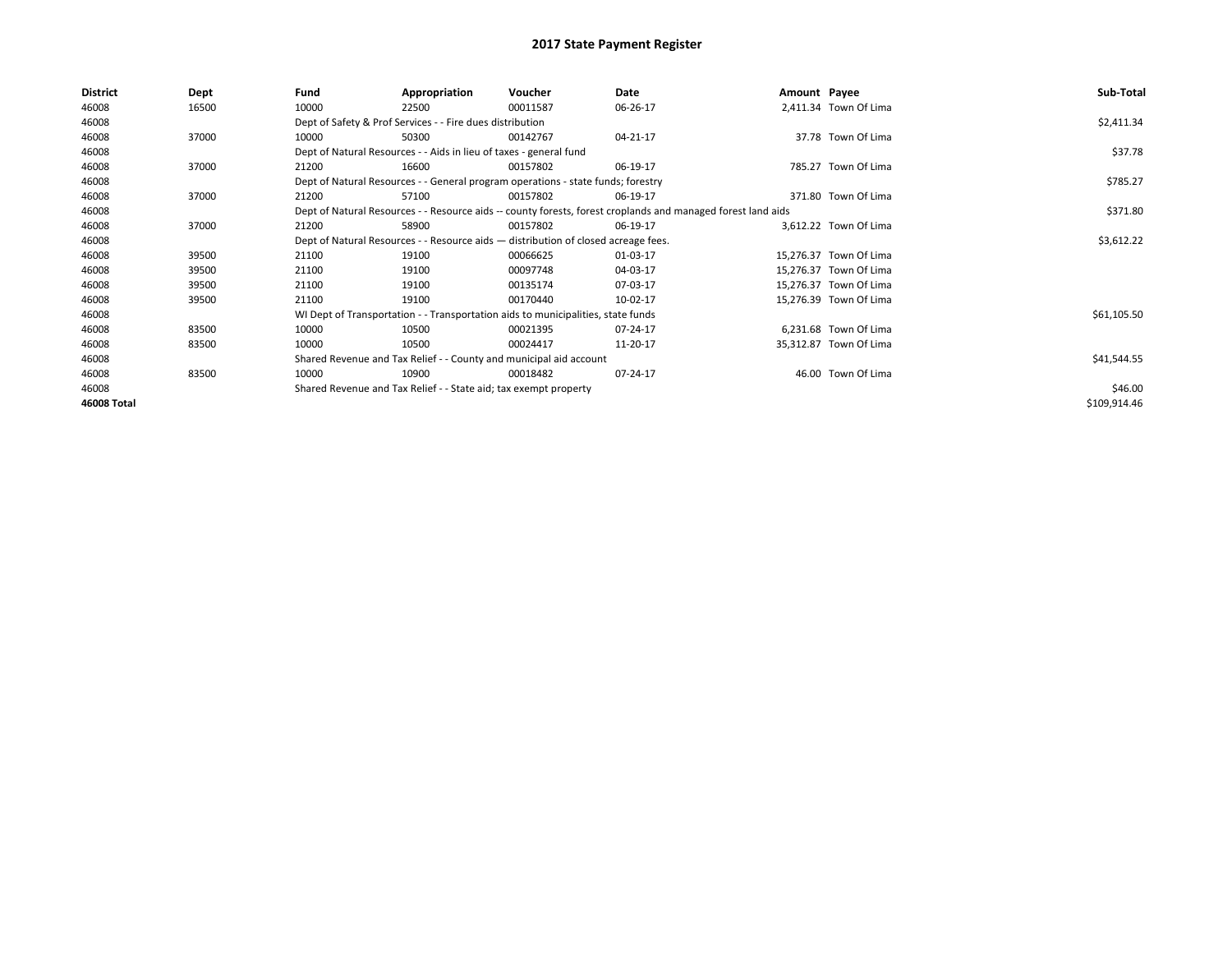# 2017 State Payment Register

| District | Dept | Fund | Appropriation | Voucher | Date | Amount | Payee | Sub-Total |
|---|---|---|---|---|---|---|---|---|
| 46008 | 16500 | 10000 | 22500 | 00011587 | 06-26-17 | 2,411.34 | Town Of Lima | |
| 46008 | | Dept of Safety & Prof Services - - Fire dues distribution | | | | | | $2,411.34 |
| 46008 | 37000 | 10000 | 50300 | 00142767 | 04-21-17 | 37.78 | Town Of Lima | |
| 46008 | | Dept of Natural Resources - - Aids in lieu of taxes - general fund | | | | | | $37.78 |
| 46008 | 37000 | 21200 | 16600 | 00157802 | 06-19-17 | 785.27 | Town Of Lima | |
| 46008 | | Dept of Natural Resources - - General program operations - state funds; forestry | | | | | | $785.27 |
| 46008 | 37000 | 21200 | 57100 | 00157802 | 06-19-17 | 371.80 | Town Of Lima | |
| 46008 | | Dept of Natural Resources - - Resource aids -- county forests, forest croplands and managed forest land aids | | | | | | $371.80 |
| 46008 | 37000 | 21200 | 58900 | 00157802 | 06-19-17 | 3,612.22 | Town Of Lima | |
| 46008 | | Dept of Natural Resources - - Resource aids — distribution of closed acreage fees. | | | | | | $3,612.22 |
| 46008 | 39500 | 21100 | 19100 | 00066625 | 01-03-17 | 15,276.37 | Town Of Lima | |
| 46008 | 39500 | 21100 | 19100 | 00097748 | 04-03-17 | 15,276.37 | Town Of Lima | |
| 46008 | 39500 | 21100 | 19100 | 00135174 | 07-03-17 | 15,276.37 | Town Of Lima | |
| 46008 | 39500 | 21100 | 19100 | 00170440 | 10-02-17 | 15,276.39 | Town Of Lima | |
| 46008 | | WI Dept of Transportation - - Transportation aids to municipalities, state funds | | | | | | $61,105.50 |
| 46008 | 83500 | 10000 | 10500 | 00021395 | 07-24-17 | 6,231.68 | Town Of Lima | |
| 46008 | 83500 | 10000 | 10500 | 00024417 | 11-20-17 | 35,312.87 | Town Of Lima | |
| 46008 | | Shared Revenue and Tax Relief - - County and municipal aid account | | | | | | $41,544.55 |
| 46008 | 83500 | 10000 | 10900 | 00018482 | 07-24-17 | 46.00 | Town Of Lima | |
| 46008 | | Shared Revenue and Tax Relief - - State aid; tax exempt property | | | | | | $46.00 |
| **46008 Total** | | | | | | | | $109,914.46 |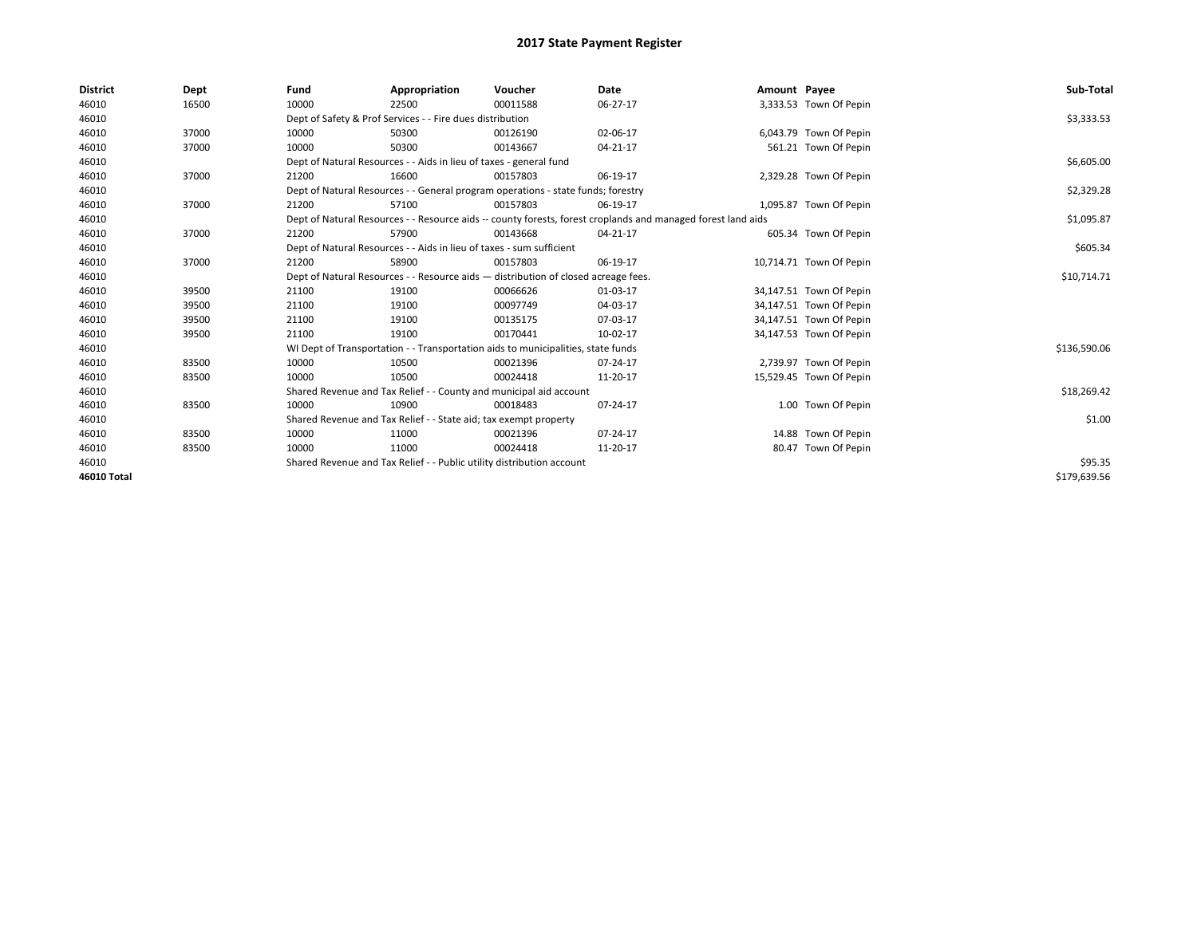# 2017 State Payment Register

| District | Dept | Fund | Appropriation | Voucher | Date | Amount | Payee | Sub-Total |
|---|---|---|---|---|---|---|---|---|
| 46010 | 16500 | 10000 | 22500 | 00011588 | 06-27-17 | 3,333.53 | Town Of Pepin | |
| 46010 | | Dept of Safety & Prof Services - - Fire dues distribution | | | | | | $3,333.53 |
| 46010 | 37000 | 10000 | 50300 | 00126190 | 02-06-17 | 6,043.79 | Town Of Pepin | |
| 46010 | 37000 | 10000 | 50300 | 00143667 | 04-21-17 | 561.21 | Town Of Pepin | |
| 46010 | | Dept of Natural Resources - - Aids in lieu of taxes - general fund | | | | | | $6,605.00 |
| 46010 | 37000 | 21200 | 16600 | 00157803 | 06-19-17 | 2,329.28 | Town Of Pepin | |
| 46010 | | Dept of Natural Resources - - General program operations - state funds; forestry | | | | | | $2,329.28 |
| 46010 | 37000 | 21200 | 57100 | 00157803 | 06-19-17 | 1,095.87 | Town Of Pepin | |
| 46010 | | Dept of Natural Resources - - Resource aids -- county forests, forest croplands and managed forest land aids | | | | | | $1,095.87 |
| 46010 | 37000 | 21200 | 57900 | 00143668 | 04-21-17 | 605.34 | Town Of Pepin | |
| 46010 | | Dept of Natural Resources - - Aids in lieu of taxes - sum sufficient | | | | | | $605.34 |
| 46010 | 37000 | 21200 | 58900 | 00157803 | 06-19-17 | 10,714.71 | Town Of Pepin | |
| 46010 | | Dept of Natural Resources - - Resource aids — distribution of closed acreage fees. | | | | | | $10,714.71 |
| 46010 | 39500 | 21100 | 19100 | 00066626 | 01-03-17 | 34,147.51 | Town Of Pepin | |
| 46010 | 39500 | 21100 | 19100 | 00097749 | 04-03-17 | 34,147.51 | Town Of Pepin | |
| 46010 | 39500 | 21100 | 19100 | 00135175 | 07-03-17 | 34,147.51 | Town Of Pepin | |
| 46010 | 39500 | 21100 | 19100 | 00170441 | 10-02-17 | 34,147.53 | Town Of Pepin | |
| 46010 | | WI Dept of Transportation - - Transportation aids to municipalities, state funds | | | | | | $136,590.06 |
| 46010 | 83500 | 10000 | 10500 | 00021396 | 07-24-17 | 2,739.97 | Town Of Pepin | |
| 46010 | 83500 | 10000 | 10500 | 00024418 | 11-20-17 | 15,529.45 | Town Of Pepin | |
| 46010 | | Shared Revenue and Tax Relief - - County and municipal aid account | | | | | | $18,269.42 |
| 46010 | 83500 | 10000 | 10900 | 00018483 | 07-24-17 | 1.00 | Town Of Pepin | |
| 46010 | | Shared Revenue and Tax Relief - - State aid; tax exempt property | | | | | | $1.00 |
| 46010 | 83500 | 10000 | 11000 | 00021396 | 07-24-17 | 14.88 | Town Of Pepin | |
| 46010 | 83500 | 10000 | 11000 | 00024418 | 11-20-17 | 80.47 | Town Of Pepin | |
| 46010 | | Shared Revenue and Tax Relief - - Public utility distribution account | | | | | | $95.35 |
| **46010 Total** | | | | | | | | $179,639.56 |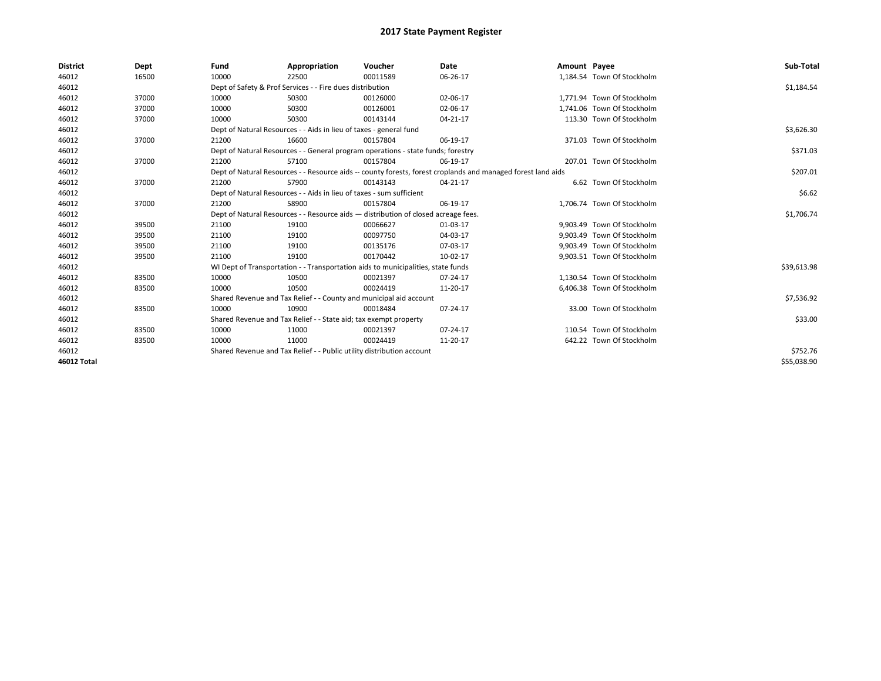# 2017 State Payment Register

| District | Dept | Fund | Appropriation | Voucher | Date | Amount | Payee | Sub-Total |
|---|---|---|---|---|---|---|---|---|
| 46012 | 16500 | 10000 | 22500 | 00011589 | 06-26-17 | 1,184.54 | Town Of Stockholm | |
| 46012 | | Dept of Safety & Prof Services - - Fire dues distribution | | | | | | $1,184.54 |
| 46012 | 37000 | 10000 | 50300 | 00126000 | 02-06-17 | 1,771.94 | Town Of Stockholm | |
| 46012 | 37000 | 10000 | 50300 | 00126001 | 02-06-17 | 1,741.06 | Town Of Stockholm | |
| 46012 | 37000 | 10000 | 50300 | 00143144 | 04-21-17 | 113.30 | Town Of Stockholm | |
| 46012 | | Dept of Natural Resources - - Aids in lieu of taxes - general fund | | | | | | $3,626.30 |
| 46012 | 37000 | 21200 | 16600 | 00157804 | 06-19-17 | 371.03 | Town Of Stockholm | |
| 46012 | | Dept of Natural Resources - - General program operations - state funds; forestry | | | | | | $371.03 |
| 46012 | 37000 | 21200 | 57100 | 00157804 | 06-19-17 | 207.01 | Town Of Stockholm | |
| 46012 | | Dept of Natural Resources - - Resource aids -- county forests, forest croplands and managed forest land aids | | | | | | $207.01 |
| 46012 | 37000 | 21200 | 57900 | 00143143 | 04-21-17 | 6.62 | Town Of Stockholm | |
| 46012 | | Dept of Natural Resources - - Aids in lieu of taxes - sum sufficient | | | | | | $6.62 |
| 46012 | 37000 | 21200 | 58900 | 00157804 | 06-19-17 | 1,706.74 | Town Of Stockholm | |
| 46012 | | Dept of Natural Resources - - Resource aids — distribution of closed acreage fees. | | | | | | $1,706.74 |
| 46012 | 39500 | 21100 | 19100 | 00066627 | 01-03-17 | 9,903.49 | Town Of Stockholm | |
| 46012 | 39500 | 21100 | 19100 | 00097750 | 04-03-17 | 9,903.49 | Town Of Stockholm | |
| 46012 | 39500 | 21100 | 19100 | 00135176 | 07-03-17 | 9,903.49 | Town Of Stockholm | |
| 46012 | 39500 | 21100 | 19100 | 00170442 | 10-02-17 | 9,903.51 | Town Of Stockholm | |
| 46012 | | WI Dept of Transportation - - Transportation aids to municipalities, state funds | | | | | | $39,613.98 |
| 46012 | 83500 | 10000 | 10500 | 00021397 | 07-24-17 | 1,130.54 | Town Of Stockholm | |
| 46012 | 83500 | 10000 | 10500 | 00024419 | 11-20-17 | 6,406.38 | Town Of Stockholm | |
| 46012 | | Shared Revenue and Tax Relief - - County and municipal aid account | | | | | | $7,536.92 |
| 46012 | 83500 | 10000 | 10900 | 00018484 | 07-24-17 | 33.00 | Town Of Stockholm | |
| 46012 | | Shared Revenue and Tax Relief - - State aid; tax exempt property | | | | | | $33.00 |
| 46012 | 83500 | 10000 | 11000 | 00021397 | 07-24-17 | 110.54 | Town Of Stockholm | |
| 46012 | 83500 | 10000 | 11000 | 00024419 | 11-20-17 | 642.22 | Town Of Stockholm | |
| 46012 | | Shared Revenue and Tax Relief - - Public utility distribution account | | | | | | $752.76 |
| **46012 Total** | | | | | | | | $55,038.90 |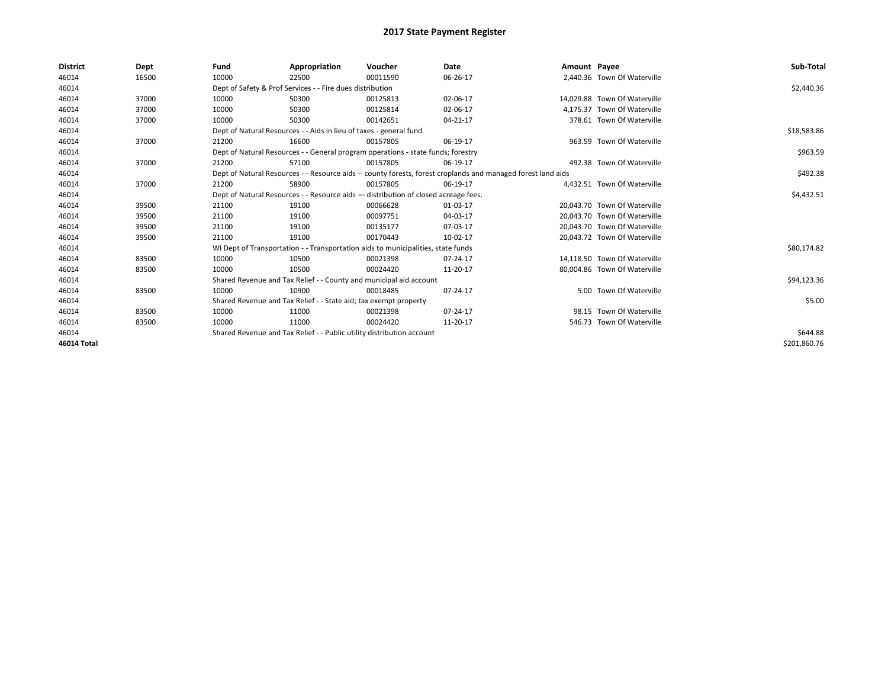# 2017 State Payment Register

| District | Dept | Fund | Appropriation | Voucher | Date | Amount | Payee | Sub-Total |
|---|---|---|---|---|---|---|---|---|
| 46014 | 16500 | 10000 | 22500 | 00011590 | 06-26-17 | 2,440.36 | Town Of Waterville | |
| 46014 | | Dept of Safety & Prof Services - - Fire dues distribution | | | | | | $2,440.36 |
| 46014 | 37000 | 10000 | 50300 | 00125813 | 02-06-17 | 14,029.88 | Town Of Waterville | |
| 46014 | 37000 | 10000 | 50300 | 00125814 | 02-06-17 | 4,175.37 | Town Of Waterville | |
| 46014 | 37000 | 10000 | 50300 | 00142651 | 04-21-17 | 378.61 | Town Of Waterville | |
| 46014 | | Dept of Natural Resources - - Aids in lieu of taxes - general fund | | | | | | $18,583.86 |
| 46014 | 37000 | 21200 | 16600 | 00157805 | 06-19-17 | 963.59 | Town Of Waterville | |
| 46014 | | Dept of Natural Resources - - General program operations - state funds; forestry | | | | | | $963.59 |
| 46014 | 37000 | 21200 | 57100 | 00157805 | 06-19-17 | 492.38 | Town Of Waterville | |
| 46014 | | Dept of Natural Resources - - Resource aids -- county forests, forest croplands and managed forest land aids | | | | | | $492.38 |
| 46014 | 37000 | 21200 | 58900 | 00157805 | 06-19-17 | 4,432.51 | Town Of Waterville | |
| 46014 | | Dept of Natural Resources - - Resource aids — distribution of closed acreage fees. | | | | | | $4,432.51 |
| 46014 | 39500 | 21100 | 19100 | 00066628 | 01-03-17 | 20,043.70 | Town Of Waterville | |
| 46014 | 39500 | 21100 | 19100 | 00097751 | 04-03-17 | 20,043.70 | Town Of Waterville | |
| 46014 | 39500 | 21100 | 19100 | 00135177 | 07-03-17 | 20,043.70 | Town Of Waterville | |
| 46014 | 39500 | 21100 | 19100 | 00170443 | 10-02-17 | 20,043.72 | Town Of Waterville | |
| 46014 | | WI Dept of Transportation - - Transportation aids to municipalities, state funds | | | | | | $80,174.82 |
| 46014 | 83500 | 10000 | 10500 | 00021398 | 07-24-17 | 14,118.50 | Town Of Waterville | |
| 46014 | 83500 | 10000 | 10500 | 00024420 | 11-20-17 | 80,004.86 | Town Of Waterville | |
| 46014 | | Shared Revenue and Tax Relief - - County and municipal aid account | | | | | | $94,123.36 |
| 46014 | 83500 | 10000 | 10900 | 00018485 | 07-24-17 | 5.00 | Town Of Waterville | |
| 46014 | | Shared Revenue and Tax Relief - - State aid; tax exempt property | | | | | | $5.00 |
| 46014 | 83500 | 10000 | 11000 | 00021398 | 07-24-17 | 98.15 | Town Of Waterville | |
| 46014 | 83500 | 10000 | 11000 | 00024420 | 11-20-17 | 546.73 | Town Of Waterville | |
| 46014 | | Shared Revenue and Tax Relief - - Public utility distribution account | | | | | | $644.88 |
| 46014 Total | | | | | | | | $201,860.76 |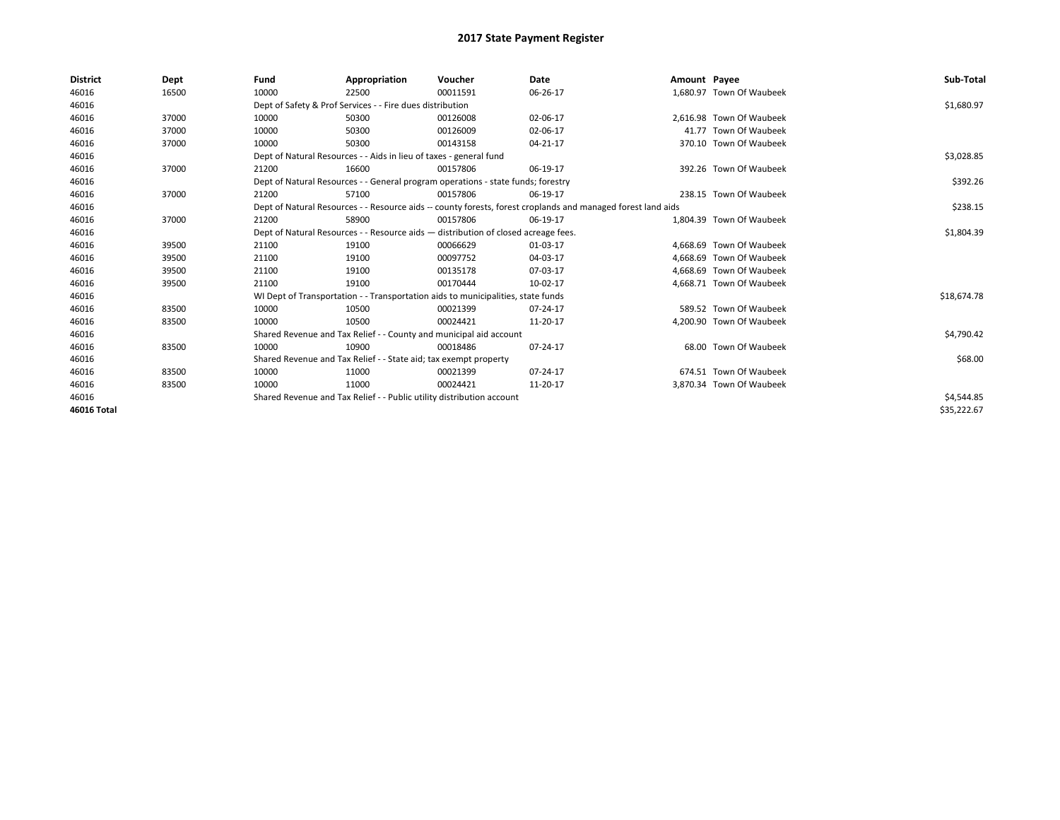# 2017 State Payment Register

| District | Dept | Fund | Appropriation | Voucher | Date | Amount | Payee | Sub-Total |
|---|---|---|---|---|---|---|---|---|
| 46016 | 16500 | 10000 | 22500 | 00011591 | 06-26-17 | 1,680.97 | Town Of Waubeek | |
| 46016 | | Dept of Safety & Prof Services - - Fire dues distribution | | | | | | $1,680.97 |
| 46016 | 37000 | 10000 | 50300 | 00126008 | 02-06-17 | 2,616.98 | Town Of Waubeek | |
| 46016 | 37000 | 10000 | 50300 | 00126009 | 02-06-17 | 41.77 | Town Of Waubeek | |
| 46016 | 37000 | 10000 | 50300 | 00143158 | 04-21-17 | 370.10 | Town Of Waubeek | |
| 46016 | | Dept of Natural Resources - - Aids in lieu of taxes - general fund | | | | | | $3,028.85 |
| 46016 | 37000 | 21200 | 16600 | 00157806 | 06-19-17 | 392.26 | Town Of Waubeek | |
| 46016 | | Dept of Natural Resources - - General program operations - state funds; forestry | | | | | | $392.26 |
| 46016 | 37000 | 21200 | 57100 | 00157806 | 06-19-17 | 238.15 | Town Of Waubeek | |
| 46016 | | Dept of Natural Resources - - Resource aids -- county forests, forest croplands and managed forest land aids | | | | | | $238.15 |
| 46016 | 37000 | 21200 | 58900 | 00157806 | 06-19-17 | 1,804.39 | Town Of Waubeek | |
| 46016 | | Dept of Natural Resources - - Resource aids — distribution of closed acreage fees. | | | | | | $1,804.39 |
| 46016 | 39500 | 21100 | 19100 | 00066629 | 01-03-17 | 4,668.69 | Town Of Waubeek | |
| 46016 | 39500 | 21100 | 19100 | 00097752 | 04-03-17 | 4,668.69 | Town Of Waubeek | |
| 46016 | 39500 | 21100 | 19100 | 00135178 | 07-03-17 | 4,668.69 | Town Of Waubeek | |
| 46016 | 39500 | 21100 | 19100 | 00170444 | 10-02-17 | 4,668.71 | Town Of Waubeek | |
| 46016 | | WI Dept of Transportation - - Transportation aids to municipalities, state funds | | | | | | $18,674.78 |
| 46016 | 83500 | 10000 | 10500 | 00021399 | 07-24-17 | 589.52 | Town Of Waubeek | |
| 46016 | 83500 | 10000 | 10500 | 00024421 | 11-20-17 | 4,200.90 | Town Of Waubeek | |
| 46016 | | Shared Revenue and Tax Relief - - County and municipal aid account | | | | | | $4,790.42 |
| 46016 | 83500 | 10000 | 10900 | 00018486 | 07-24-17 | 68.00 | Town Of Waubeek | |
| 46016 | | Shared Revenue and Tax Relief - - State aid; tax exempt property | | | | | | $68.00 |
| 46016 | 83500 | 10000 | 11000 | 00021399 | 07-24-17 | 674.51 | Town Of Waubeek | |
| 46016 | 83500 | 10000 | 11000 | 00024421 | 11-20-17 | 3,870.34 | Town Of Waubeek | |
| 46016 | | Shared Revenue and Tax Relief - - Public utility distribution account | | | | | | $4,544.85 |
| **46016 Total** | | | | | | | | $35,222.67 |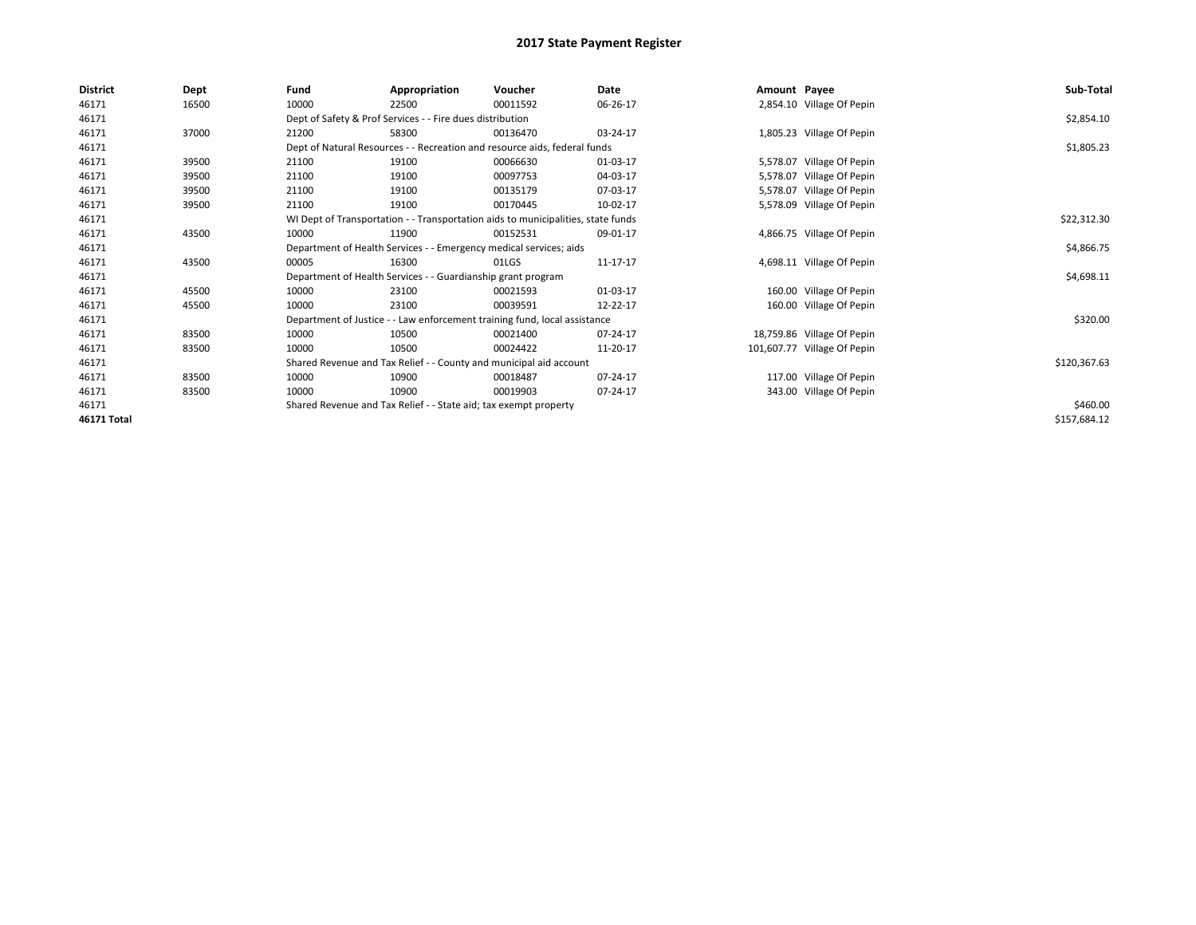# 2017 State Payment Register

| District | Dept | Fund | Appropriation | Voucher | Date | Amount | Payee | Sub-Total |
|---|---|---|---|---|---|---|---|---|
| 46171 | 16500 | 10000 | 22500 | 00011592 | 06-26-17 | 2,854.10 | Village Of Pepin | |
| 46171 | | Dept of Safety & Prof Services - - Fire dues distribution | | | | | | $2,854.10 |
| 46171 | 37000 | 21200 | 58300 | 00136470 | 03-24-17 | 1,805.23 | Village Of Pepin | |
| 46171 | | Dept of Natural Resources - - Recreation and resource aids, federal funds | | | | | | $1,805.23 |
| 46171 | 39500 | 21100 | 19100 | 00066630 | 01-03-17 | 5,578.07 | Village Of Pepin | |
| 46171 | 39500 | 21100 | 19100 | 00097753 | 04-03-17 | 5,578.07 | Village Of Pepin | |
| 46171 | 39500 | 21100 | 19100 | 00135179 | 07-03-17 | 5,578.07 | Village Of Pepin | |
| 46171 | 39500 | 21100 | 19100 | 00170445 | 10-02-17 | 5,578.09 | Village Of Pepin | |
| 46171 | | WI Dept of Transportation - - Transportation aids to municipalities, state funds | | | | | | $22,312.30 |
| 46171 | 43500 | 10000 | 11900 | 00152531 | 09-01-17 | 4,866.75 | Village Of Pepin | |
| 46171 | | Department of Health Services - - Emergency medical services; aids | | | | | | $4,866.75 |
| 46171 | 43500 | 00005 | 16300 | 01LGS | 11-17-17 | 4,698.11 | Village Of Pepin | |
| 46171 | | Department of Health Services - - Guardianship grant program | | | | | | $4,698.11 |
| 46171 | 45500 | 10000 | 23100 | 00021593 | 01-03-17 | 160.00 | Village Of Pepin | |
| 46171 | 45500 | 10000 | 23100 | 00039591 | 12-22-17 | 160.00 | Village Of Pepin | |
| 46171 | | Department of Justice - - Law enforcement training fund, local assistance | | | | | | $320.00 |
| 46171 | 83500 | 10000 | 10500 | 00021400 | 07-24-17 | 18,759.86 | Village Of Pepin | |
| 46171 | 83500 | 10000 | 10500 | 00024422 | 11-20-17 | 101,607.77 | Village Of Pepin | |
| 46171 | | Shared Revenue and Tax Relief - - County and municipal aid account | | | | | | $120,367.63 |
| 46171 | 83500 | 10000 | 10900 | 00018487 | 07-24-17 | 117.00 | Village Of Pepin | |
| 46171 | 83500 | 10000 | 10900 | 00019903 | 07-24-17 | 343.00 | Village Of Pepin | |
| 46171 | | Shared Revenue and Tax Relief - - State aid; tax exempt property | | | | | | $460.00 |
| **46171 Total** | | | | | | | | $157,684.12 |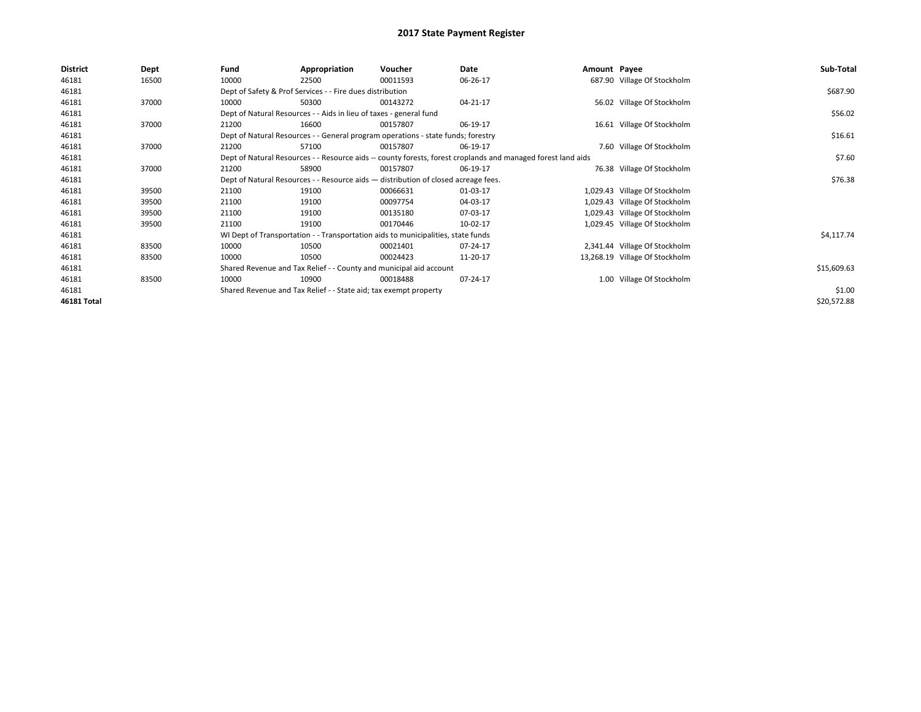# 2017 State Payment Register

| District | Dept | Fund | Appropriation | Voucher | Date | Amount | Payee | Sub-Total |
|---|---|---|---|---|---|---|---|---|
| 46181 | 16500 | 10000 | 22500 | 00011593 | 06-26-17 | 687.90 | Village Of Stockholm | |
| 46181 | | Dept of Safety & Prof Services - - Fire dues distribution | | | | | | $687.90 |
| 46181 | 37000 | 10000 | 50300 | 00143272 | 04-21-17 | 56.02 | Village Of Stockholm | |
| 46181 | | Dept of Natural Resources - - Aids in lieu of taxes - general fund | | | | | | $56.02 |
| 46181 | 37000 | 21200 | 16600 | 00157807 | 06-19-17 | 16.61 | Village Of Stockholm | |
| 46181 | | Dept of Natural Resources - - General program operations - state funds; forestry | | | | | | $16.61 |
| 46181 | 37000 | 21200 | 57100 | 00157807 | 06-19-17 | 7.60 | Village Of Stockholm | |
| 46181 | | Dept of Natural Resources - - Resource aids -- county forests, forest croplands and managed forest land aids | | | | | | $7.60 |
| 46181 | 37000 | 21200 | 58900 | 00157807 | 06-19-17 | 76.38 | Village Of Stockholm | |
| 46181 | | Dept of Natural Resources - - Resource aids — distribution of closed acreage fees. | | | | | | $76.38 |
| 46181 | 39500 | 21100 | 19100 | 00066631 | 01-03-17 | 1,029.43 | Village Of Stockholm | |
| 46181 | 39500 | 21100 | 19100 | 00097754 | 04-03-17 | 1,029.43 | Village Of Stockholm | |
| 46181 | 39500 | 21100 | 19100 | 00135180 | 07-03-17 | 1,029.43 | Village Of Stockholm | |
| 46181 | 39500 | 21100 | 19100 | 00170446 | 10-02-17 | 1,029.45 | Village Of Stockholm | |
| 46181 | | WI Dept of Transportation - - Transportation aids to municipalities, state funds | | | | | | $4,117.74 |
| 46181 | 83500 | 10000 | 10500 | 00021401 | 07-24-17 | 2,341.44 | Village Of Stockholm | |
| 46181 | 83500 | 10000 | 10500 | 00024423 | 11-20-17 | 13,268.19 | Village Of Stockholm | |
| 46181 | | Shared Revenue and Tax Relief - - County and municipal aid account | | | | | | $15,609.63 |
| 46181 | 83500 | 10000 | 10900 | 00018488 | 07-24-17 | 1.00 | Village Of Stockholm | |
| 46181 | | Shared Revenue and Tax Relief - - State aid; tax exempt property | | | | | | $1.00 |
| 46181 Total | | | | | | | | $20,572.88 |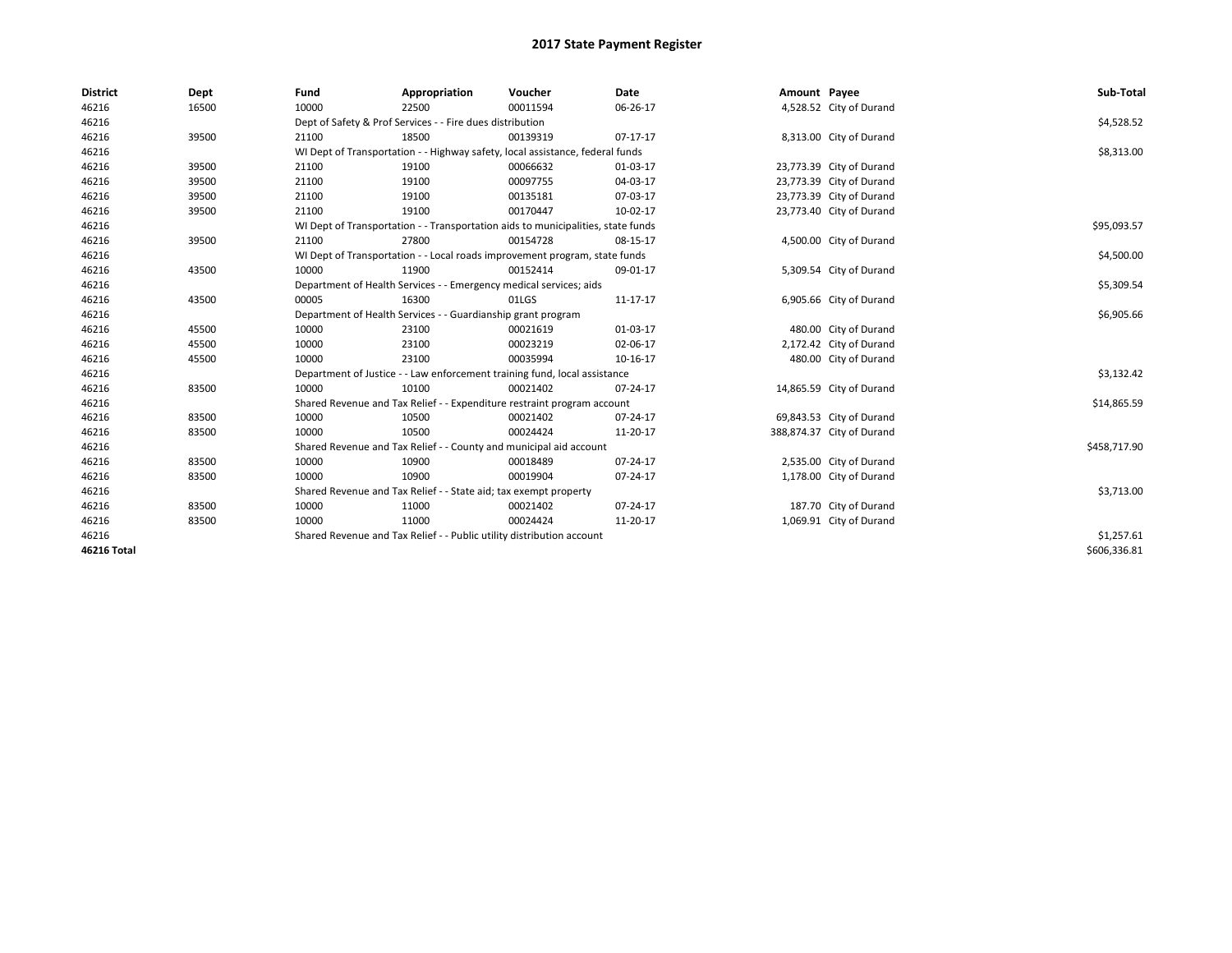## 2017 State Payment Register

| District | Dept | Fund | Appropriation | Voucher | Date | Amount | Payee | Sub-Total |
|---|---|---|---|---|---|---|---|---|
| 46216 | 16500 | 10000 | 22500 | 00011594 | 06-26-17 | 4,528.52 | City of Durand | |
| 46216 | | Dept of Safety & Prof Services - - Fire dues distribution | | | | | | $4,528.52 |
| 46216 | 39500 | 21100 | 18500 | 00139319 | 07-17-17 | 8,313.00 | City of Durand | |
| 46216 | | WI Dept of Transportation - - Highway safety, local assistance, federal funds | | | | | | $8,313.00 |
| 46216 | 39500 | 21100 | 19100 | 00066632 | 01-03-17 | 23,773.39 | City of Durand | |
| 46216 | 39500 | 21100 | 19100 | 00097755 | 04-03-17 | 23,773.39 | City of Durand | |
| 46216 | 39500 | 21100 | 19100 | 00135181 | 07-03-17 | 23,773.39 | City of Durand | |
| 46216 | 39500 | 21100 | 19100 | 00170447 | 10-02-17 | 23,773.40 | City of Durand | |
| 46216 | | WI Dept of Transportation - - Transportation aids to municipalities, state funds | | | | | | $95,093.57 |
| 46216 | 39500 | 21100 | 27800 | 00154728 | 08-15-17 | 4,500.00 | City of Durand | |
| 46216 | | WI Dept of Transportation - - Local roads improvement program, state funds | | | | | | $4,500.00 |
| 46216 | 43500 | 10000 | 11900 | 00152414 | 09-01-17 | 5,309.54 | City of Durand | |
| 46216 | | Department of Health Services - - Emergency medical services; aids | | | | | | $5,309.54 |
| 46216 | 43500 | 00005 | 16300 | 01LGS | 11-17-17 | 6,905.66 | City of Durand | |
| 46216 | | Department of Health Services - - Guardianship grant program | | | | | | $6,905.66 |
| 46216 | 45500 | 10000 | 23100 | 00021619 | 01-03-17 | 480.00 | City of Durand | |
| 46216 | 45500 | 10000 | 23100 | 00023219 | 02-06-17 | 2,172.42 | City of Durand | |
| 46216 | 45500 | 10000 | 23100 | 00035994 | 10-16-17 | 480.00 | City of Durand | |
| 46216 | | Department of Justice - - Law enforcement training fund, local assistance | | | | | | $3,132.42 |
| 46216 | 83500 | 10000 | 10100 | 00021402 | 07-24-17 | 14,865.59 | City of Durand | |
| 46216 | | Shared Revenue and Tax Relief - - Expenditure restraint program account | | | | | | $14,865.59 |
| 46216 | 83500 | 10000 | 10500 | 00021402 | 07-24-17 | 69,843.53 | City of Durand | |
| 46216 | 83500 | 10000 | 10500 | 00024424 | 11-20-17 | 388,874.37 | City of Durand | |
| 46216 | | Shared Revenue and Tax Relief - - County and municipal aid account | | | | | | $458,717.90 |
| 46216 | 83500 | 10000 | 10900 | 00018489 | 07-24-17 | 2,535.00 | City of Durand | |
| 46216 | 83500 | 10000 | 10900 | 00019904 | 07-24-17 | 1,178.00 | City of Durand | |
| 46216 | | Shared Revenue and Tax Relief - - State aid; tax exempt property | | | | | | $3,713.00 |
| 46216 | 83500 | 10000 | 11000 | 00021402 | 07-24-17 | 187.70 | City of Durand | |
| 46216 | 83500 | 10000 | 11000 | 00024424 | 11-20-17 | 1,069.91 | City of Durand | |
| 46216 | | Shared Revenue and Tax Relief - - Public utility distribution account | | | | | | $1,257.61 |
| **46216 Total** | | | | | | | | $606,336.81 |